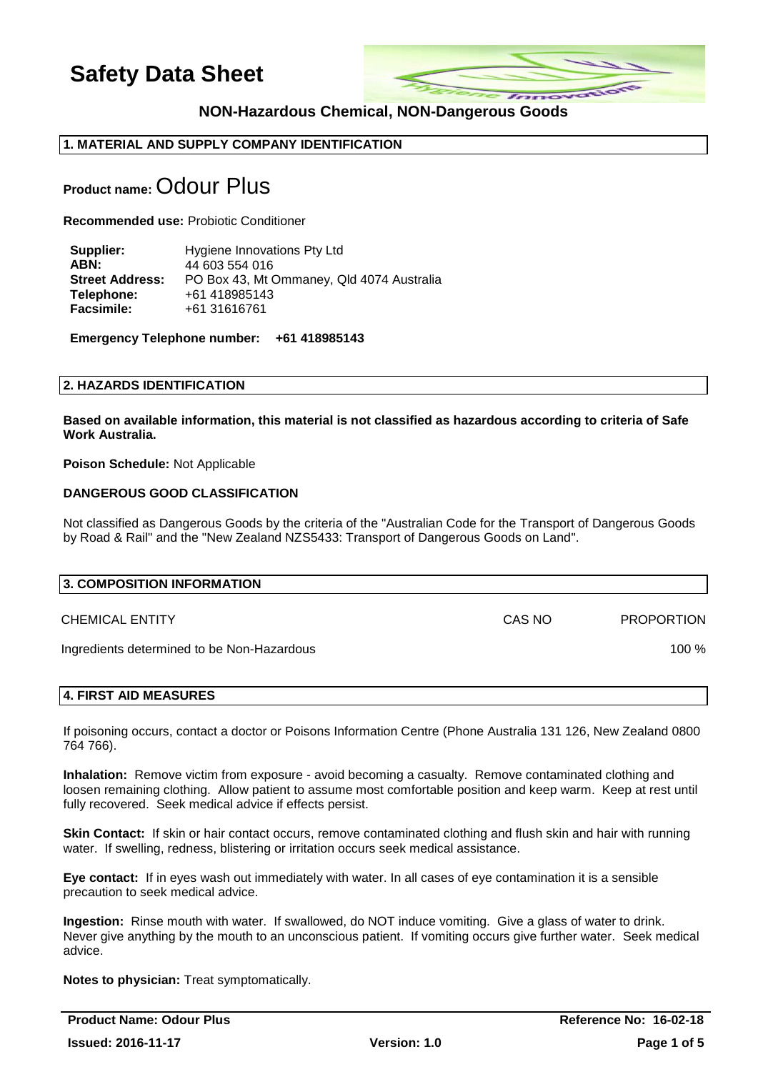# Safety Data Sheet

### NON-Hazardous Chemical, NON-Dangerous Goods

## 1. MATERIAL AND SUPPLY COMPANY IDENTIFICATION

**Product name:** Odour Plus

**Recommended use:** Probiotic Conditioner

| | |
|---|---|
| **Supplier:** | Hygiene Innovations Pty Ltd |
| **ABN:** | 44 603 554 016 |
| **Street Address:** | PO Box 43, Mt Ommaney, Qld 4074 Australia |
| **Telephone:** | +61 418985143 |
| **Facsimile:** | +61 31616761 |

**Emergency Telephone number: +61 418985143**

## 2. HAZARDS IDENTIFICATION

**Based on available information, this material is not classified as hazardous according to criteria of Safe Work Australia.**

**Poison Schedule:** Not Applicable

**DANGEROUS GOOD CLASSIFICATION**

Not classified as Dangerous Goods by the criteria of the "Australian Code for the Transport of Dangerous Goods by Road & Rail" and the "New Zealand NZS5433: Transport of Dangerous Goods on Land".

## 3. COMPOSITION INFORMATION

| CHEMICAL ENTITY | CAS NO | PROPORTION |
|---|---|---|
| Ingredients determined to be Non-Hazardous | | 100 % |

## 4. FIRST AID MEASURES

If poisoning occurs, contact a doctor or Poisons Information Centre (Phone Australia 131 126, New Zealand 0800 764 766).

**Inhalation:** Remove victim from exposure - avoid becoming a casualty. Remove contaminated clothing and loosen remaining clothing. Allow patient to assume most comfortable position and keep warm. Keep at rest until fully recovered. Seek medical advice if effects persist.

**Skin Contact:** If skin or hair contact occurs, remove contaminated clothing and flush skin and hair with running water. If swelling, redness, blistering or irritation occurs seek medical assistance.

**Eye contact:** If in eyes wash out immediately with water. In all cases of eye contamination it is a sensible precaution to seek medical advice.

**Ingestion:** Rinse mouth with water. If swallowed, do NOT induce vomiting. Give a glass of water to drink. Never give anything by the mouth to an unconscious patient. If vomiting occurs give further water. Seek medical advice.

**Notes to physician:** Treat symptomatically.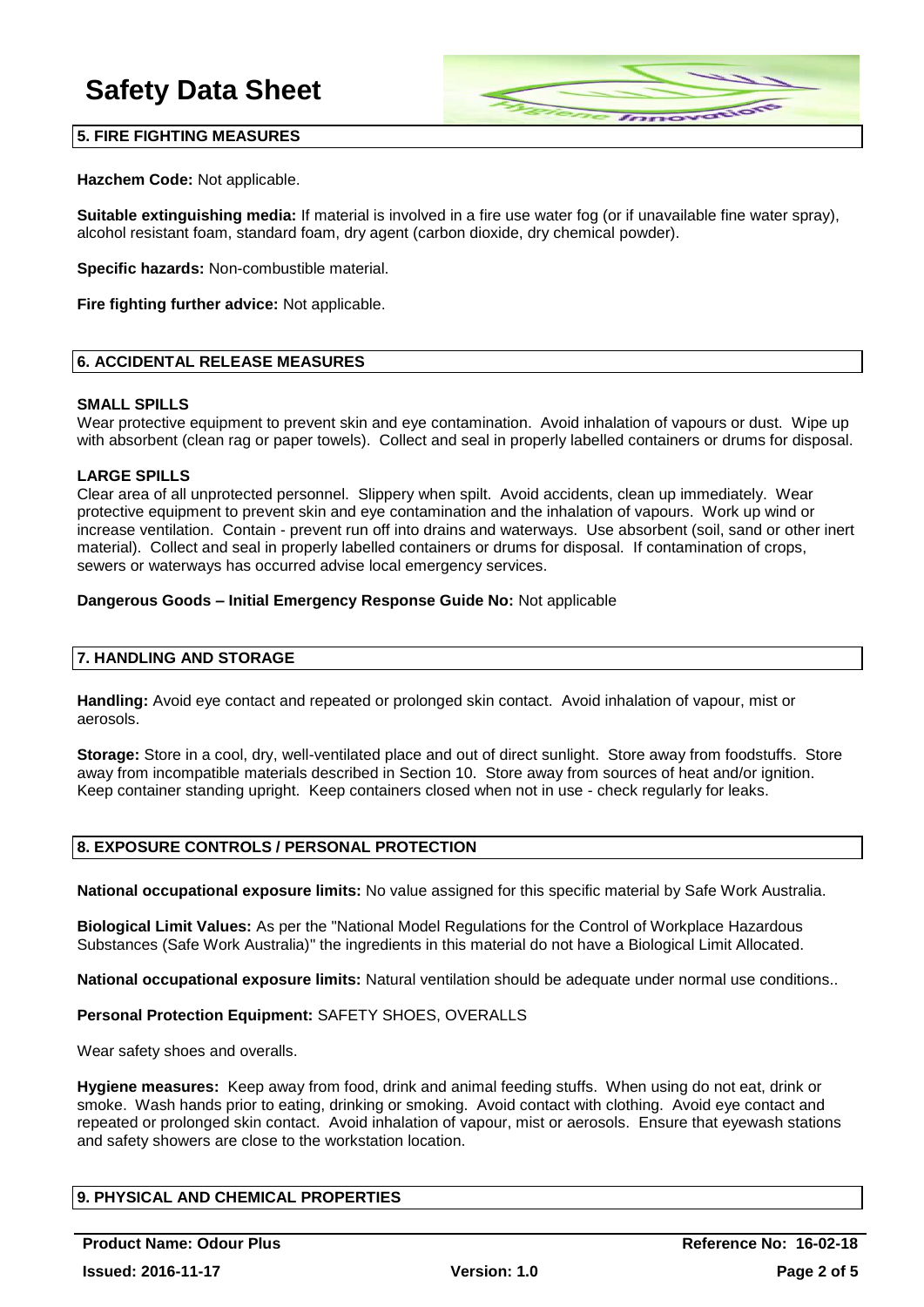## 5. FIRE FIGHTING MEASURES

**Hazchem Code:** Not applicable.

**Suitable extinguishing media:** If material is involved in a fire use water fog (or if unavailable fine water spray), alcohol resistant foam, standard foam, dry agent (carbon dioxide, dry chemical powder).

**Specific hazards:** Non-combustible material.

**Fire fighting further advice:** Not applicable.

## 6. ACCIDENTAL RELEASE MEASURES

### SMALL SPILLS

Wear protective equipment to prevent skin and eye contamination. Avoid inhalation of vapours or dust. Wipe up with absorbent (clean rag or paper towels). Collect and seal in properly labelled containers or drums for disposal.

### LARGE SPILLS

Clear area of all unprotected personnel. Slippery when spilt. Avoid accidents, clean up immediately. Wear protective equipment to prevent skin and eye contamination and the inhalation of vapours. Work up wind or increase ventilation. Contain - prevent run off into drains and waterways. Use absorbent (soil, sand or other inert material). Collect and seal in properly labelled containers or drums for disposal. If contamination of crops, sewers or waterways has occurred advise local emergency services.

**Dangerous Goods – Initial Emergency Response Guide No:** Not applicable

## 7. HANDLING AND STORAGE

**Handling:** Avoid eye contact and repeated or prolonged skin contact. Avoid inhalation of vapour, mist or aerosols.

**Storage:** Store in a cool, dry, well-ventilated place and out of direct sunlight. Store away from foodstuffs. Store away from incompatible materials described in Section 10. Store away from sources of heat and/or ignition. Keep container standing upright. Keep containers closed when not in use - check regularly for leaks.

## 8. EXPOSURE CONTROLS / PERSONAL PROTECTION

**National occupational exposure limits:** No value assigned for this specific material by Safe Work Australia.

**Biological Limit Values:** As per the "National Model Regulations for the Control of Workplace Hazardous Substances (Safe Work Australia)" the ingredients in this material do not have a Biological Limit Allocated.

**National occupational exposure limits:** Natural ventilation should be adequate under normal use conditions..

**Personal Protection Equipment:** SAFETY SHOES, OVERALLS

Wear safety shoes and overalls.

**Hygiene measures:** Keep away from food, drink and animal feeding stuffs. When using do not eat, drink or smoke. Wash hands prior to eating, drinking or smoking. Avoid contact with clothing. Avoid eye contact and repeated or prolonged skin contact. Avoid inhalation of vapour, mist or aerosols. Ensure that eyewash stations and safety showers are close to the workstation location.

## 9. PHYSICAL AND CHEMICAL PROPERTIES

**Product Name: Odour Plus** | **Reference No: 16-02-18**

**Issued: 2016-11-17** | **Version: 1.0**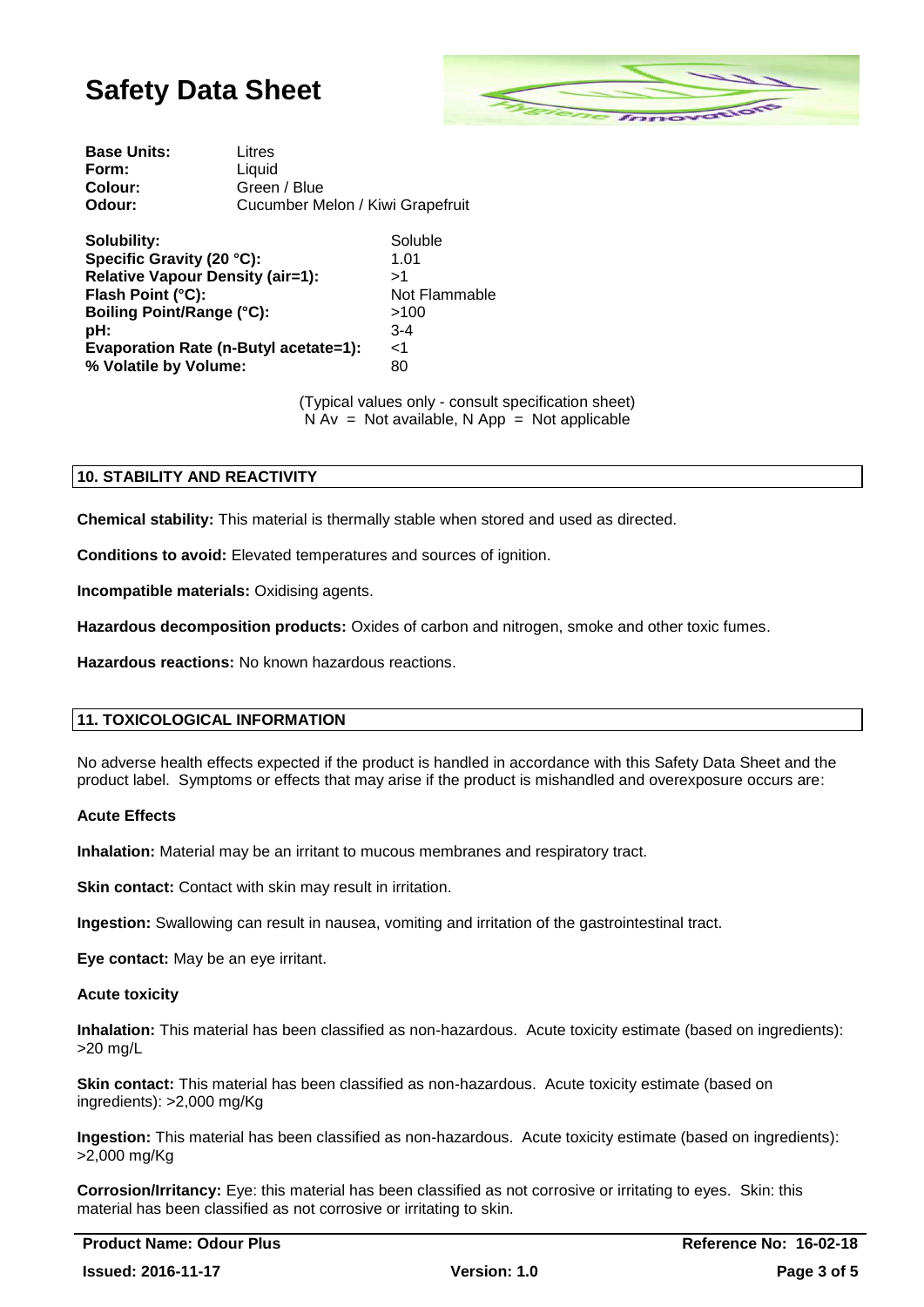| | |
|---|---|
| **Base Units:** | Litres |
| **Form:** | Liquid |
| **Colour:** | Green / Blue |
| **Odour:** | Cucumber Melon / Kiwi Grapefruit |

| | |
|---|---|
| **Solubility:** | Soluble |
| **Specific Gravity (20 °C):** | 1.01 |
| **Relative Vapour Density (air=1):** | >1 |
| **Flash Point (°C):** | Not Flammable |
| **Boiling Point/Range (°C):** | >100 |
| **pH:** | 3-4 |
| **Evaporation Rate (n-Butyl acetate=1):** | <1 |
| **% Volatile by Volume:** | 80 |

(Typical values only - consult specification sheet)
N Av = Not available, N App = Not applicable

## 10. STABILITY AND REACTIVITY

**Chemical stability:** This material is thermally stable when stored and used as directed.

**Conditions to avoid:** Elevated temperatures and sources of ignition.

**Incompatible materials:** Oxidising agents.

**Hazardous decomposition products:** Oxides of carbon and nitrogen, smoke and other toxic fumes.

**Hazardous reactions:** No known hazardous reactions.

## 11. TOXICOLOGICAL INFORMATION

No adverse health effects expected if the product is handled in accordance with this Safety Data Sheet and the product label. Symptoms or effects that may arise if the product is mishandled and overexposure occurs are:

**Acute Effects**

**Inhalation:** Material may be an irritant to mucous membranes and respiratory tract.

**Skin contact:** Contact with skin may result in irritation.

**Ingestion:** Swallowing can result in nausea, vomiting and irritation of the gastrointestinal tract.

**Eye contact:** May be an eye irritant.

**Acute toxicity**

**Inhalation:** This material has been classified as non-hazardous. Acute toxicity estimate (based on ingredients): >20 mg/L

**Skin contact:** This material has been classified as non-hazardous. Acute toxicity estimate (based on ingredients): >2,000 mg/Kg

**Ingestion:** This material has been classified as non-hazardous. Acute toxicity estimate (based on ingredients): >2,000 mg/Kg

**Corrosion/Irritancy:** Eye: this material has been classified as not corrosive or irritating to eyes. Skin: this material has been classified as not corrosive or irritating to skin.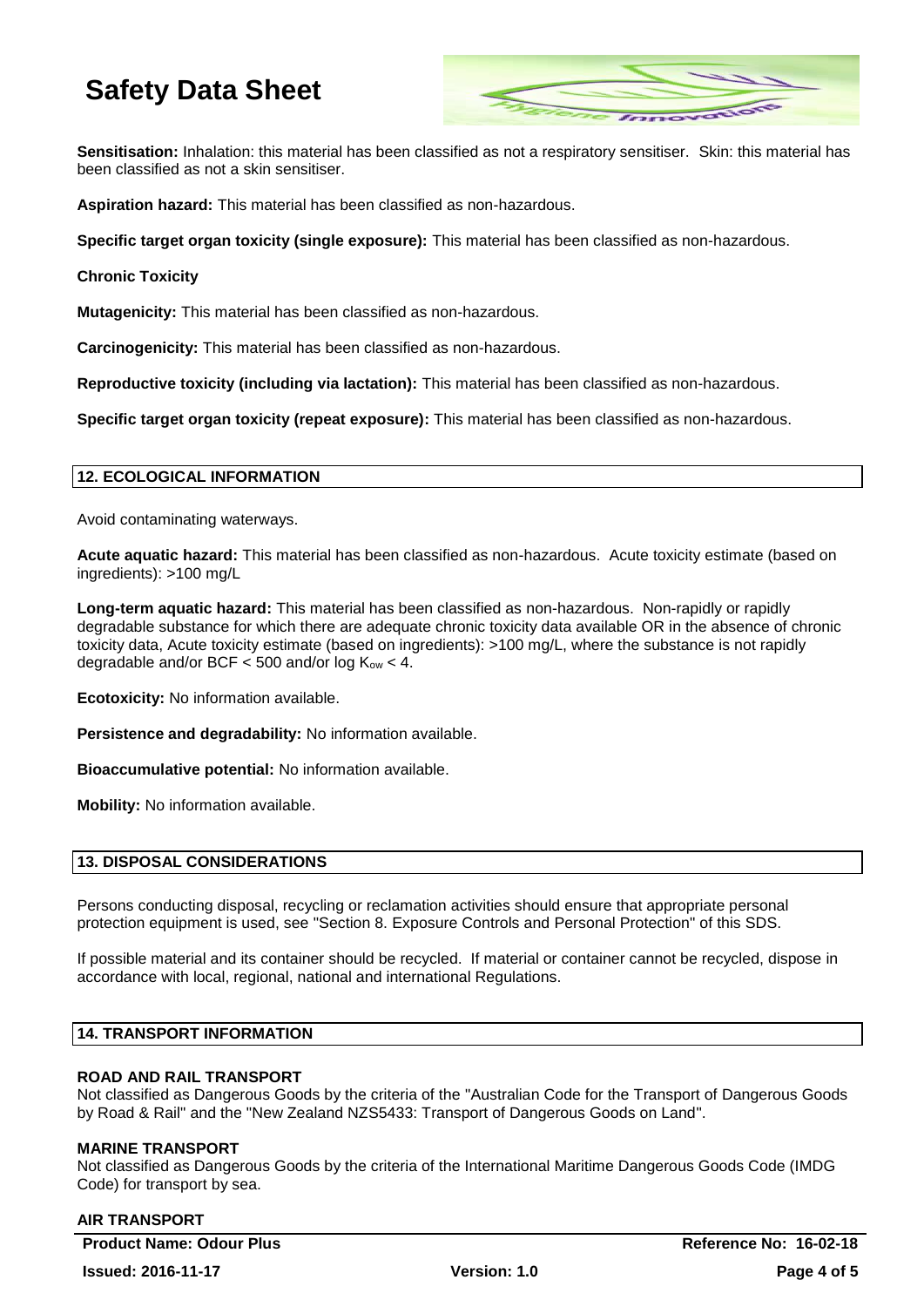**Sensitisation:** Inhalation: this material has been classified as not a respiratory sensitiser. Skin: this material has been classified as not a skin sensitiser.

**Aspiration hazard:** This material has been classified as non-hazardous.

**Specific target organ toxicity (single exposure):** This material has been classified as non-hazardous.

**Chronic Toxicity**

**Mutagenicity:** This material has been classified as non-hazardous.

**Carcinogenicity:** This material has been classified as non-hazardous.

**Reproductive toxicity (including via lactation):** This material has been classified as non-hazardous.

**Specific target organ toxicity (repeat exposure):** This material has been classified as non-hazardous.

## 12. ECOLOGICAL INFORMATION

Avoid contaminating waterways.

**Acute aquatic hazard:** This material has been classified as non-hazardous. Acute toxicity estimate (based on ingredients): >100 mg/L

**Long-term aquatic hazard:** This material has been classified as non-hazardous. Non-rapidly or rapidly degradable substance for which there are adequate chronic toxicity data available OR in the absence of chronic toxicity data, Acute toxicity estimate (based on ingredients): >100 mg/L, where the substance is not rapidly degradable and/or BCF < 500 and/or log $K_{ow}$ < 4.

**Ecotoxicity:** No information available.

**Persistence and degradability:** No information available.

**Bioaccumulative potential:** No information available.

**Mobility:** No information available.

## 13. DISPOSAL CONSIDERATIONS

Persons conducting disposal, recycling or reclamation activities should ensure that appropriate personal protection equipment is used, see "Section 8. Exposure Controls and Personal Protection" of this SDS.

If possible material and its container should be recycled. If material or container cannot be recycled, dispose in accordance with local, regional, national and international Regulations.

## 14. TRANSPORT INFORMATION

**ROAD AND RAIL TRANSPORT**
Not classified as Dangerous Goods by the criteria of the "Australian Code for the Transport of Dangerous Goods by Road & Rail" and the "New Zealand NZS5433: Transport of Dangerous Goods on Land".

**MARINE TRANSPORT**
Not classified as Dangerous Goods by the criteria of the International Maritime Dangerous Goods Code (IMDG Code) for transport by sea.

**AIR TRANSPORT**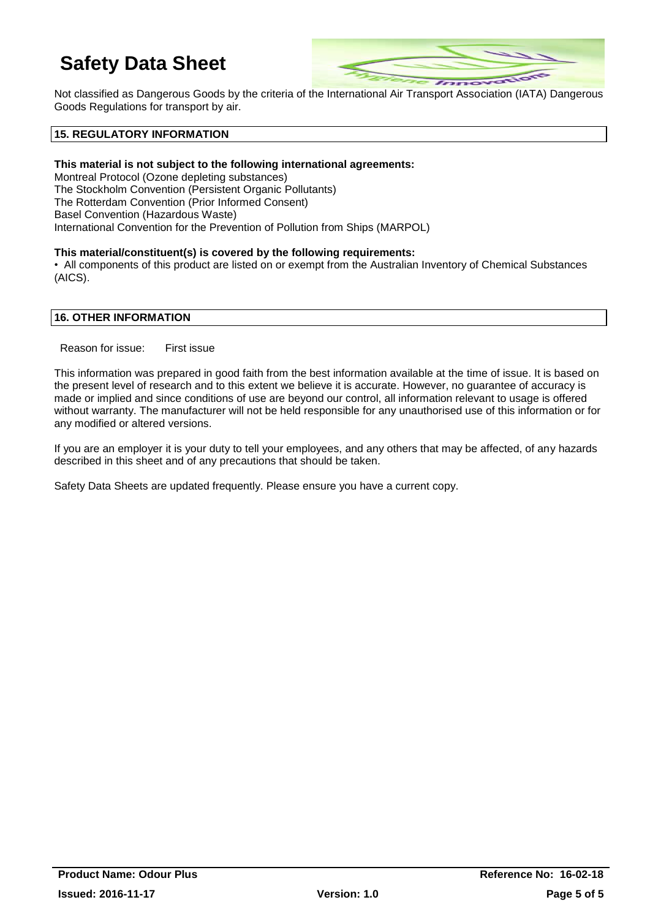Not classified as Dangerous Goods by the criteria of the International Air Transport Association (IATA) Dangerous Goods Regulations for transport by air.

## 15. REGULATORY INFORMATION

**This material is not subject to the following international agreements:**

Montreal Protocol (Ozone depleting substances)
The Stockholm Convention (Persistent Organic Pollutants)
The Rotterdam Convention (Prior Informed Consent)
Basel Convention (Hazardous Waste)
International Convention for the Prevention of Pollution from Ships (MARPOL)

**This material/constituent(s) is covered by the following requirements:**

- All components of this product are listed on or exempt from the Australian Inventory of Chemical Substances (AICS).

## 16. OTHER INFORMATION

Reason for issue: First issue

This information was prepared in good faith from the best information available at the time of issue. It is based on the present level of research and to this extent we believe it is accurate. However, no guarantee of accuracy is made or implied and since conditions of use are beyond our control, all information relevant to usage is offered without warranty. The manufacturer will not be held responsible for any unauthorised use of this information or for any modified or altered versions.

If you are an employer it is your duty to tell your employees, and any others that may be affected, of any hazards described in this sheet and of any precautions that should be taken.

Safety Data Sheets are updated frequently. Please ensure you have a current copy.